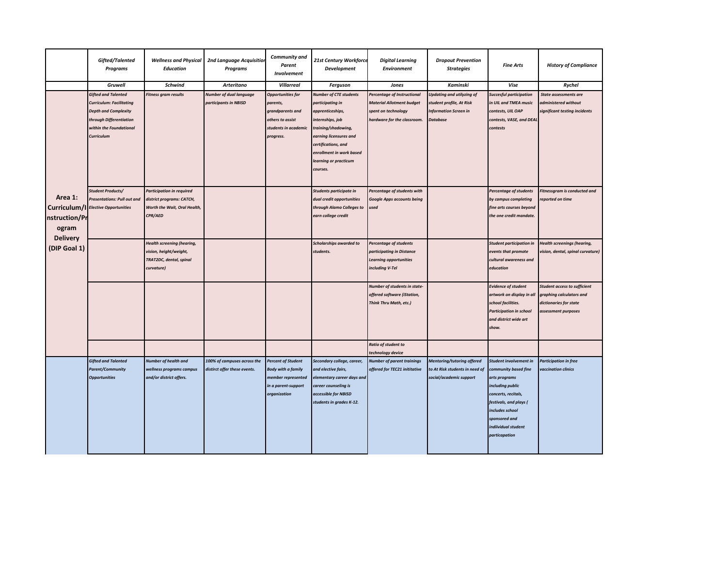| | *Gifted/Talented Programs* | *Wellness and Physical Education* | *2nd Language Acquisition Programs* | *Community and Parent Involvement* | *21st Century Workforce Development* | *Digital Learning Environment* | *Dropout Prevention Strategies* | *Fine Arts* | *History of Compliance* |
|---|---|---|---|---|---|---|---|---|---|
| | *Gruwell* | *Schwind* | *Arteritano* | *Villarreal* | *Ferguson* | *Jones* | *Kaminski* | *Vise* | *Rychel* |
| **Area 1: Curriculum/Instruction/Program Delivery (DIP Goal 1)** | *Gifted and Talented Curriculum: Facilitating Depth and Complexity through Differentiation within the Foundational Curriculum* | *Fitness gram results* | *Number of dual language participants in NBISD* | *Opportunities for parents, grandparents and others to assist students in academic progress.* | *Number of CTE students participating in apprenticeships, internships, job training/shadowing, earning licensures and certifications, and enrollment in work based learning or practicum courses.* | *Percentage of Instructional Material Allotment budget spent on technology hardware for the classroom.* | *Updating and utilyzing of student profile, At Risk Information Screen in Database* | *Succesful participation in UIL and TMEA music contests, UIL OAP contests, VASE, and DEAL contests* | *State assessments are administered without significant testing incidents* |
| | *Student Products/ Presentations: Pull out and Elective Opportunities* | *Participation in required district programs: CATCH, Worth the Wait, Oral Health, CPR/AED* | | | *Students participate in dual credit opportunities through Alamo Colleges to earn college credit* | *Percentage of students with Google Apps accounts being used* | | *Percentage of students by campus completing fine arts courses beyond the one credit mandate.* | *Fitnessgram is conducted and reported on time* |
| | | *Health screening (hearing, vision, height/weight, TRAT2DC, dental, spinal curvature)* | | | *Scholarships awarded to students.* | *Percentage of students participating in Distance Learning opportunities including V-Tel* | | *Student participation in events that promote cultural awareness and education* | *Health screenings (hearing, vision, dental, spinal curvature)* |
| | | | | | | *Number of students in state-offered software (iStation, Think Thru Math, etc.)* | | *Evidence of student artwork on display in all school facilities. Participation in school and district wide art show.* | *Student access to sufficient graphing calculators and dictionaries for state assessment purposes* |
| | | | | | | *Ratio of student to technology device* | | | |
| | *Gifted and Talented Parent/Community Opportunities* | *Number of health and wellness programs campus and/or district offers.* | *100% of campuses across the distirct offer these events.* | *Percent of Student Body with a family member represented in a parent-support organization* | *Secondary college, career, and elective fairs, elementary career days and career counseling is accessible for NBISD students in grades K-12.* | *Number of parent trainings offered for TEC21 inititative* | *Mentoring/tutoring offered to At Risk students in need of social/academic support* | *Student involvement in community based fine arts programs including public concerts, recitals, festivals, and plays ( includes school sponsored and indiividual student particapation* | *Participation in free vaccination clinics* |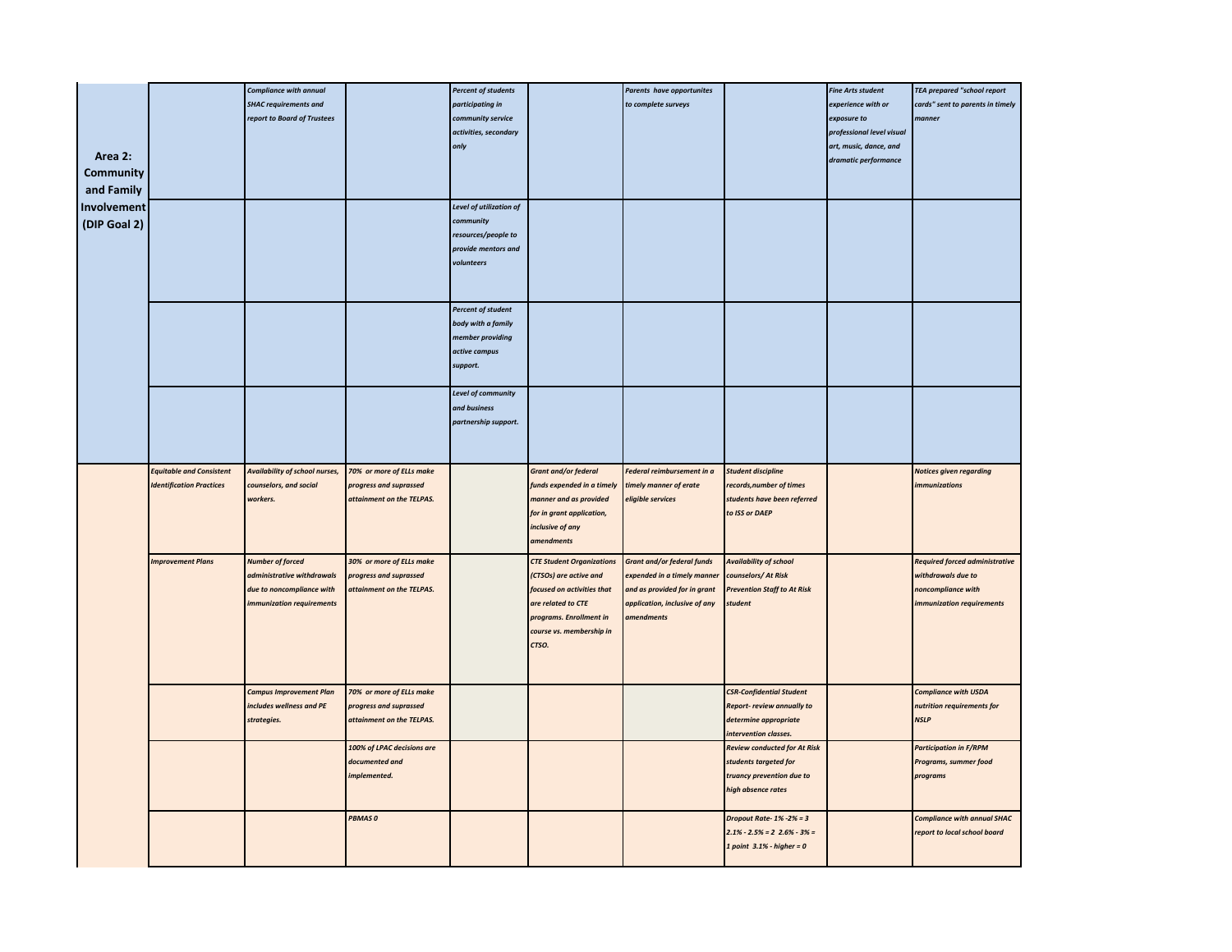| | | | | | | | | | |
|---|---|---|---|---|---|---|---|---|---|
| **Area 2: Community and Family Involvement (DIP Goal 2)** | | *Compliance with annual SHAC requirements and report to Board of Trustees* | | *Percent of students participating in community service activities, secondary only* | | *Parents have opportunites to complete surveys* | | *Fine Arts student experience with or exposure to professional level visual art, music, dance, and dramatic performance* | *TEA prepared "school report cards" sent to parents in timely manner* |
| | | | | *Level of utilization of community resources/people to provide mentors and volunteers* | | | | | |
| | | | | *Percent of student body with a family member providing active campus support.* | | | | | |
| | | | | *Level of community and business partnership support.* | | | | | |
| | *Equitable and Consistent Identification Practices* | *Availability of school nurses, counselors, and social workers.* | *70% or more of ELLs make progress and suprassed attainment on the TELPAS.* | | *Grant and/or federal funds expended in a timely manner and as provided for in grant application, inclusive of any amendments* | *Federal reimbursement in a timely manner of erate eligible services* | *Student discipline records,number of times students have been referred to ISS or DAEP* | | *Notices given regarding immunizations* |
| | *Improvement Plans* | *Number of forced administrative withdrawals due to noncompliance with immunization requirements* | *30% or more of ELLs make progress and suprassed attainment on the TELPAS.* | | *CTE Student Organizations (CTSOs) are active and focused on activities that are related to CTE programs. Enrollment in course vs. membership in CTSO.* | *Grant and/or federal funds expended in a timely manner and as provided for in grant application, inclusive of any amendments* | *Availability of school counselors/ At Risk Prevention Staff to At Risk student* | | *Required forced administrative withdrawals due to noncompliance with immunization requirements* |
| | | *Campus Improvement Plan includes wellness and PE strategies.* | *70% or more of ELLs make progress and suprassed attainment on the TELPAS.* | | | | *CSR-Confidential Student Report- review annually to determine appropriate intervention classes.* | | *Compliance with USDA nutrition requirements for NSLP* |
| | | | *100% of LPAC decisions are documented and implemented.* | | | | *Review conducted for At Risk students targeted for truancy prevention due to high absence rates* | | *Participation in F/RPM Programs, summer food programs* |
| | | | *PBMAS 0* | | | | *Dropout Rate- 1% -2% = 3 2.1% - 2.5% = 2 2.6% - 3% = 1 point 3.1% - higher = 0* | | *Compliance with annual SHAC report to local school board* |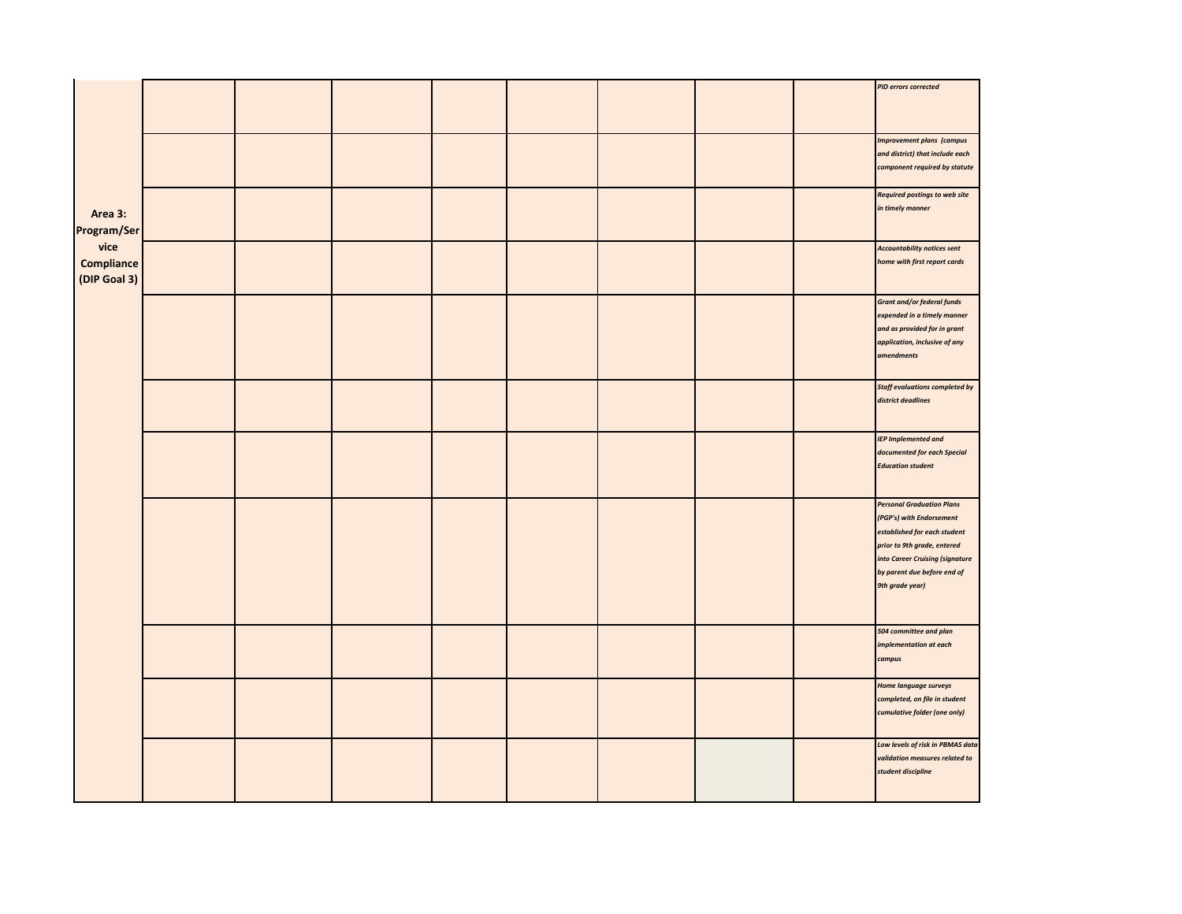| | | | | | | | | | |
|---|---|---|---|---|---|---|---|---|---|
| **Area 3: Program/Service Compliance (DIP Goal 3)** | | | | | | | | | *PID errors corrected* |
| | | | | | | | | | *Improvement plans (campus and district) that include each component required by statute* |
| | | | | | | | | | *Required postings to web site in timely manner* |
| | | | | | | | | | *Accountability notices sent home with first report cards* |
| | | | | | | | | | *Grant and/or federal funds expended in a timely manner and as provided for in grant application, inclusive of any amendments* |
| | | | | | | | | | *Staff evaluations completed by district deadlines* |
| | | | | | | | | | *IEP Implemented and documented for each Special Education student* |
| | | | | | | | | | *Personal Graduation Plans (PGP's) with Endorsement established for each student prior to 9th grade, entered into Career Cruising (signature by parent due before end of 9th grade year)* |
| | | | | | | | | | *504 committee and plan implementation at each campus* |
| | | | | | | | | | *Home language surveys completed, on file in student cumulative folder (one only)* |
| | | | | | | | | | *Low levels of risk in PBMAS data validation measures related to student discipline* |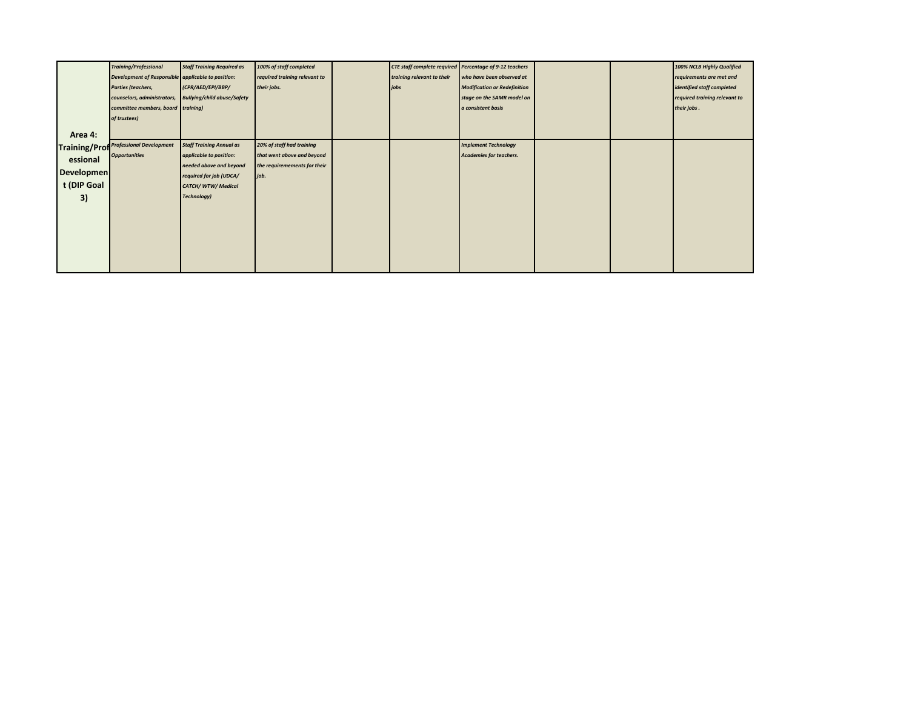| | | | | | | | | | |
|---|---|---|---|---|---|---|---|---|---|
| **Area 4: Training/Professional Development (DIP Goal 3)** | *Training/Professional Development of Responsible Parties (teachers, counselors, administrators, committee members, board of trustees)* | *Staff Training Required as applicable to position: (CPR/AED/EPI/BBP/ Bullying/child abuse/Safety training)* | *100% of staff completed required training relevant to their jobs.* | | *CTE staff complete required training relevant to their jobs* | *Percentage of 9-12 teachers who have been observed at Modification or Redefinition stage on the SAMR model on a consistent basis* | | | *100% NCLB Highly Qualified requirements are met and identified staff completed required training relevant to their jobs .* |
| | *Professional Development Opportunities* | *Staff Training Annual as applicable to position: needed above and beyond required for job (UDCA/ CATCH/ WTW/ Medical Technology)* | *20% of staff had training that went above and beyond the requiremements for their job.* | | | *Implement Technology Academies for teachers.* | | | |